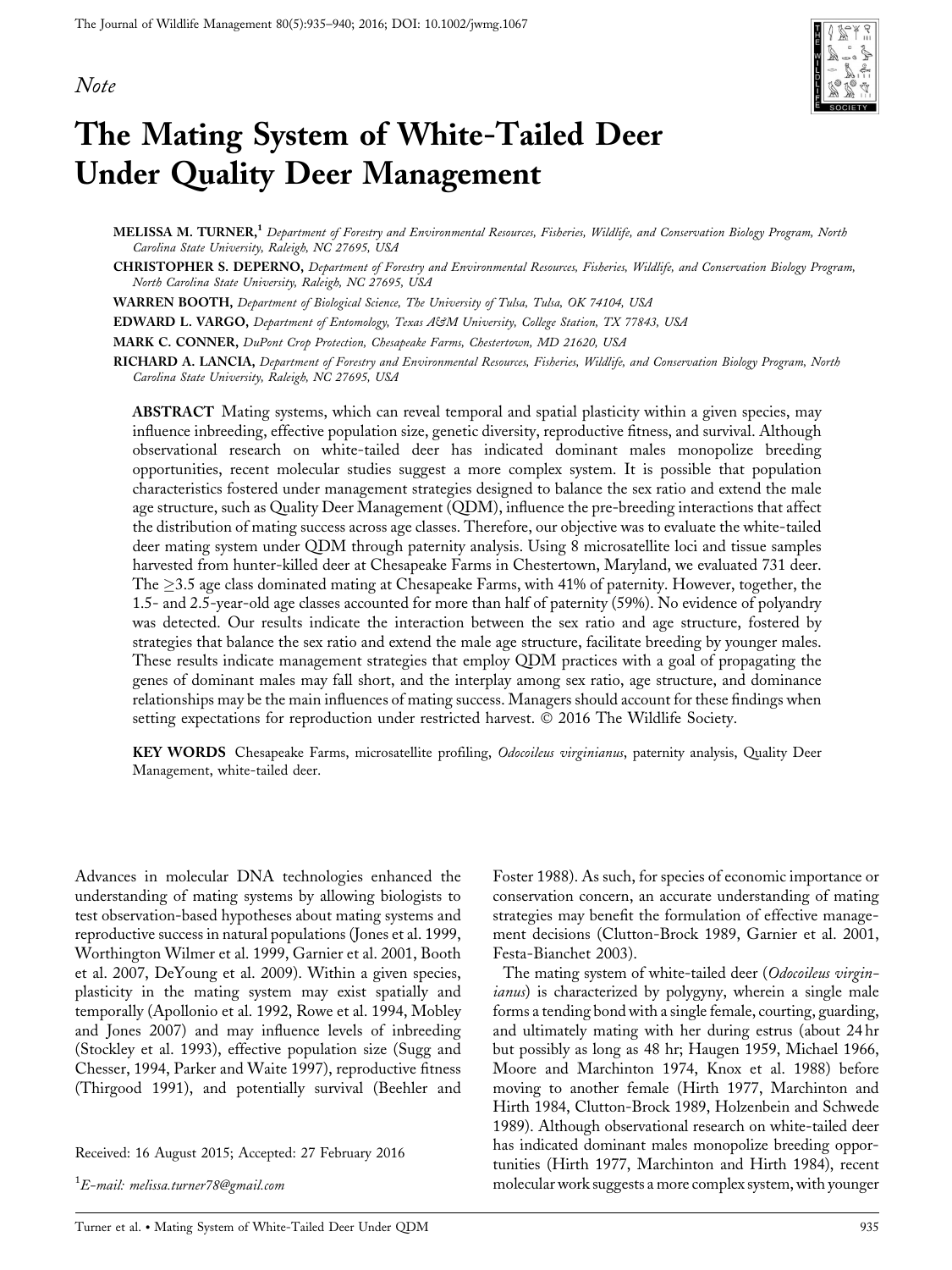*Note*

# The Mating System of White-Tailed Deer Under Quality Deer Management

**MELISSA M. TURNER,**[1] *Department of Forestry and Environmental Resources, Fisheries, Wildlife, and Conservation Biology Program, North Carolina State University, Raleigh, NC 27695, USA*

**CHRISTOPHER S. DEPERNO,** *Department of Forestry and Environmental Resources, Fisheries, Wildlife, and Conservation Biology Program, North Carolina State University, Raleigh, NC 27695, USA*

**WARREN BOOTH,** *Department of Biological Science, The University of Tulsa, Tulsa, OK 74104, USA*

**EDWARD L. VARGO,** *Department of Entomology, Texas A&M University, College Station, TX 77843, USA*

**MARK C. CONNER,** *DuPont Crop Protection, Chesapeake Farms, Chestertown, MD 21620, USA*

**RICHARD A. LANCIA,** *Department of Forestry and Environmental Resources, Fisheries, Wildlife, and Conservation Biology Program, North Carolina State University, Raleigh, NC 27695, USA*

**ABSTRACT** Mating systems, which can reveal temporal and spatial plasticity within a given species, may influence inbreeding, effective population size, genetic diversity, reproductive fitness, and survival. Although observational research on white-tailed deer has indicated dominant males monopolize breeding opportunities, recent molecular studies suggest a more complex system. It is possible that population characteristics fostered under management strategies designed to balance the sex ratio and extend the male age structure, such as Quality Deer Management (QDM), influence the pre-breeding interactions that affect the distribution of mating success across age classes. Therefore, our objective was to evaluate the white-tailed deer mating system under QDM through paternity analysis. Using 8 microsatellite loci and tissue samples harvested from hunter-killed deer at Chesapeake Farms in Chestertown, Maryland, we evaluated 731 deer. The ≥3.5 age class dominated mating at Chesapeake Farms, with 41% of paternity. However, together, the 1.5- and 2.5-year-old age classes accounted for more than half of paternity (59%). No evidence of polyandry was detected. Our results indicate the interaction between the sex ratio and age structure, fostered by strategies that balance the sex ratio and extend the male age structure, facilitate breeding by younger males. These results indicate management strategies that employ QDM practices with a goal of propagating the genes of dominant males may fall short, and the interplay among sex ratio, age structure, and dominance relationships may be the main influences of mating success. Managers should account for these findings when setting expectations for reproduction under restricted harvest. © 2016 The Wildlife Society.

**KEY WORDS** Chesapeake Farms, microsatellite profiling, *Odocoileus virginianus*, paternity analysis, Quality Deer Management, white-tailed deer.

Advances in molecular DNA technologies enhanced the understanding of mating systems by allowing biologists to test observation-based hypotheses about mating systems and reproductive success in natural populations (Jones et al. 1999, Worthington Wilmer et al. 1999, Garnier et al. 2001, Booth et al. 2007, DeYoung et al. 2009). Within a given species, plasticity in the mating system may exist spatially and temporally (Apollonio et al. 1992, Rowe et al. 1994, Mobley and Jones 2007) and may influence levels of inbreeding (Stockley et al. 1993), effective population size (Sugg and Chesser, 1994, Parker and Waite 1997), reproductive fitness (Thirgood 1991), and potentially survival (Beehler and Foster 1988). As such, for species of economic importance or conservation concern, an accurate understanding of mating strategies may benefit the formulation of effective management decisions (Clutton-Brock 1989, Garnier et al. 2001, Festa-Bianchet 2003).

The mating system of white-tailed deer (*Odocoileus virginianus*) is characterized by polygyny, wherein a single male forms a tending bond with a single female, courting, guarding, and ultimately mating with her during estrus (about 24 hr but possibly as long as 48 hr; Haugen 1959, Michael 1966, Moore and Marchinton 1974, Knox et al. 1988) before moving to another female (Hirth 1977, Marchinton and Hirth 1984, Clutton-Brock 1989, Holzenbein and Schwede 1989). Although observational research on white-tailed deer has indicated dominant males monopolize breeding opportunities (Hirth 1977, Marchinton and Hirth 1984), recent molecular work suggests a more complex system, with younger

Received: 16 August 2015; Accepted: 27 February 2016

[1]*E-mail: melissa.turner78@gmail.com*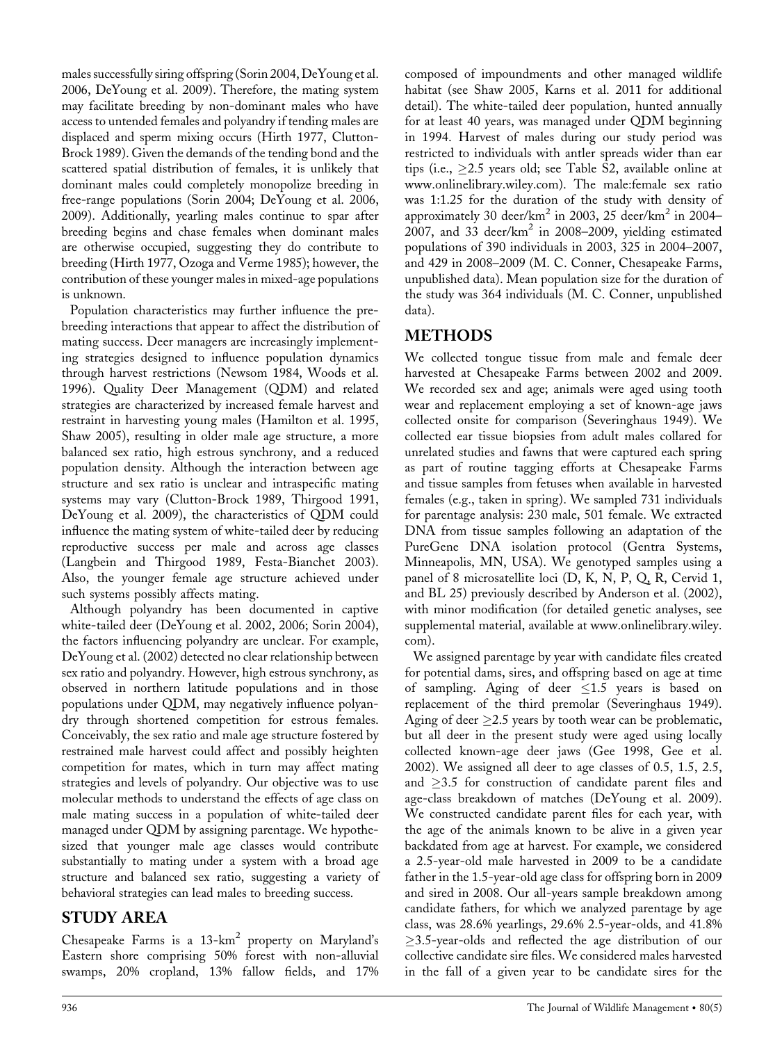males successfully siring offspring (Sorin 2004, DeYoung et al. 2006, DeYoung et al. 2009). Therefore, the mating system may facilitate breeding by non-dominant males who have access to untended females and polyandry if tending males are displaced and sperm mixing occurs (Hirth 1977, Clutton-Brock 1989). Given the demands of the tending bond and the scattered spatial distribution of females, it is unlikely that dominant males could completely monopolize breeding in free-range populations (Sorin 2004; DeYoung et al. 2006, 2009). Additionally, yearling males continue to spar after breeding begins and chase females when dominant males are otherwise occupied, suggesting they do contribute to breeding (Hirth 1977, Ozoga and Verme 1985); however, the contribution of these younger males in mixed-age populations is unknown.

Population characteristics may further influence the pre-breeding interactions that appear to affect the distribution of mating success. Deer managers are increasingly implementing strategies designed to influence population dynamics through harvest restrictions (Newsom 1984, Woods et al. 1996). Quality Deer Management (QDM) and related strategies are characterized by increased female harvest and restraint in harvesting young males (Hamilton et al. 1995, Shaw 2005), resulting in older male age structure, a more balanced sex ratio, high estrous synchrony, and a reduced population density. Although the interaction between age structure and sex ratio is unclear and intraspecific mating systems may vary (Clutton-Brock 1989, Thirgood 1991, DeYoung et al. 2009), the characteristics of QDM could influence the mating system of white-tailed deer by reducing reproductive success per male and across age classes (Langbein and Thirgood 1989, Festa-Bianchet 2003). Also, the younger female age structure achieved under such systems possibly affects mating.

Although polyandry has been documented in captive white-tailed deer (DeYoung et al. 2002, 2006; Sorin 2004), the factors influencing polyandry are unclear. For example, DeYoung et al. (2002) detected no clear relationship between sex ratio and polyandry. However, high estrous synchrony, as observed in northern latitude populations and in those populations under QDM, may negatively influence polyandry through shortened competition for estrous females. Conceivably, the sex ratio and male age structure fostered by restrained male harvest could affect and possibly heighten competition for mates, which in turn may affect mating strategies and levels of polyandry. Our objective was to use molecular methods to understand the effects of age class on male mating success in a population of white-tailed deer managed under QDM by assigning parentage. We hypothesized that younger male age classes would contribute substantially to mating under a system with a broad age structure and balanced sex ratio, suggesting a variety of behavioral strategies can lead males to breeding success.

## STUDY AREA

Chesapeake Farms is a 13-km$^2$ property on Maryland's Eastern shore comprising 50% forest with non-alluvial swamps, 20% cropland, 13% fallow fields, and 17% composed of impoundments and other managed wildlife habitat (see Shaw 2005, Karns et al. 2011 for additional detail). The white-tailed deer population, hunted annually for at least 40 years, was managed under QDM beginning in 1994. Harvest of males during our study period was restricted to individuals with antler spreads wider than ear tips (i.e., $\geq$2.5 years old; see Table S2, available online at www.onlinelibrary.wiley.com). The male:female sex ratio was 1:1.25 for the duration of the study with density of approximately 30 deer/km$^2$ in 2003, 25 deer/km$^2$ in 2004–2007, and 33 deer/km$^2$ in 2008–2009, yielding estimated populations of 390 individuals in 2003, 325 in 2004–2007, and 429 in 2008–2009 (M. C. Conner, Chesapeake Farms, unpublished data). Mean population size for the duration of the study was 364 individuals (M. C. Conner, unpublished data).

## METHODS

We collected tongue tissue from male and female deer harvested at Chesapeake Farms between 2002 and 2009. We recorded sex and age; animals were aged using tooth wear and replacement employing a set of known-age jaws collected onsite for comparison (Severinghaus 1949). We collected ear tissue biopsies from adult males collared for unrelated studies and fawns that were captured each spring as part of routine tagging efforts at Chesapeake Farms and tissue samples from fetuses when available in harvested females (e.g., taken in spring). We sampled 731 individuals for parentage analysis: 230 male, 501 female. We extracted DNA from tissue samples following an adaptation of the PureGene DNA isolation protocol (Gentra Systems, Minneapolis, MN, USA). We genotyped samples using a panel of 8 microsatellite loci (D, K, N, P, Q, R, Cervid 1, and BL 25) previously described by Anderson et al. (2002), with minor modification (for detailed genetic analyses, see supplemental material, available at www.onlinelibrary.wiley.com).

We assigned parentage by year with candidate files created for potential dams, sires, and offspring based on age at time of sampling. Aging of deer $\leq$1.5 years is based on replacement of the third premolar (Severinghaus 1949). Aging of deer $\geq$2.5 years by tooth wear can be problematic, but all deer in the present study were aged using locally collected known-age deer jaws (Gee 1998, Gee et al. 2002). We assigned all deer to age classes of 0.5, 1.5, 2.5, and $\geq$3.5 for construction of candidate parent files and age-class breakdown of matches (DeYoung et al. 2009). We constructed candidate parent files for each year, with the age of the animals known to be alive in a given year backdated from age at harvest. For example, we considered a 2.5-year-old male harvested in 2009 to be a candidate father in the 1.5-year-old age class for offspring born in 2009 and sired in 2008. Our all-years sample breakdown among candidate fathers, for which we analyzed parentage by age class, was 28.6% yearlings, 29.6% 2.5-year-olds, and 41.8% $\geq$3.5-year-olds and reflected the age distribution of our collective candidate sire files. We considered males harvested in the fall of a given year to be candidate sires for the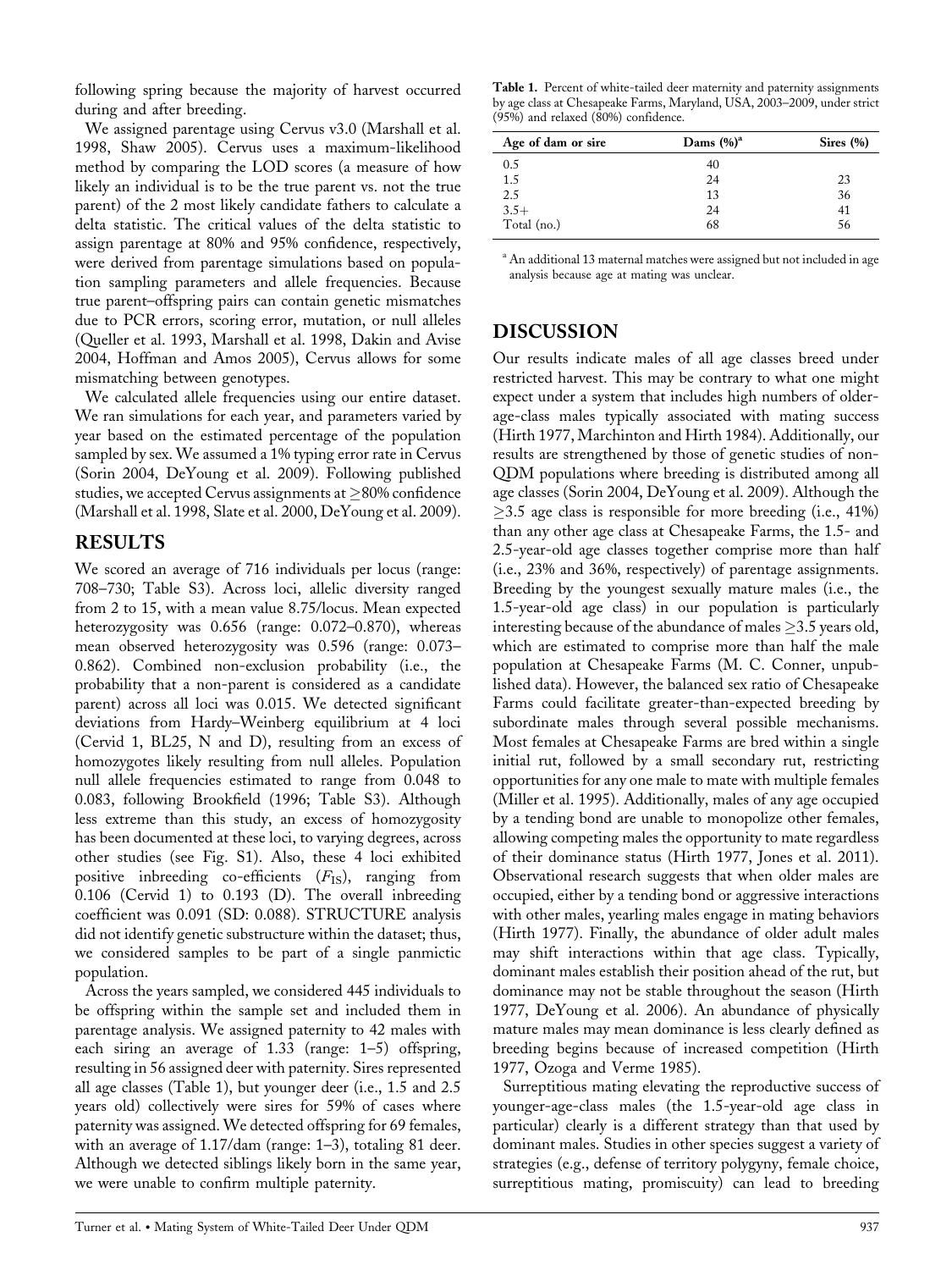following spring because the majority of harvest occurred during and after breeding.

We assigned parentage using Cervus v3.0 (Marshall et al. 1998, Shaw 2005). Cervus uses a maximum-likelihood method by comparing the LOD scores (a measure of how likely an individual is to be the true parent vs. not the true parent) of the 2 most likely candidate fathers to calculate a delta statistic. The critical values of the delta statistic to assign parentage at 80% and 95% confidence, respectively, were derived from parentage simulations based on population sampling parameters and allele frequencies. Because true parent–offspring pairs can contain genetic mismatches due to PCR errors, scoring error, mutation, or null alleles (Queller et al. 1993, Marshall et al. 1998, Dakin and Avise 2004, Hoffman and Amos 2005), Cervus allows for some mismatching between genotypes.

We calculated allele frequencies using our entire dataset. We ran simulations for each year, and parameters varied by year based on the estimated percentage of the population sampled by sex. We assumed a 1% typing error rate in Cervus (Sorin 2004, DeYoung et al. 2009). Following published studies, we accepted Cervus assignments at ≥80% confidence (Marshall et al. 1998, Slate et al. 2000, DeYoung et al. 2009).

## RESULTS

We scored an average of 716 individuals per locus (range: 708–730; Table S3). Across loci, allelic diversity ranged from 2 to 15, with a mean value 8.75/locus. Mean expected heterozygosity was 0.656 (range: 0.072–0.870), whereas mean observed heterozygosity was 0.596 (range: 0.073–0.862). Combined non-exclusion probability (i.e., the probability that a non-parent is considered as a candidate parent) across all loci was 0.015. We detected significant deviations from Hardy–Weinberg equilibrium at 4 loci (Cervid 1, BL25, N and D), resulting from an excess of homozygotes likely resulting from null alleles. Population null allele frequencies estimated to range from 0.048 to 0.083, following Brookfield (1996; Table S3). Although less extreme than this study, an excess of homozygosity has been documented at these loci, to varying degrees, across other studies (see Fig. S1). Also, these 4 loci exhibited positive inbreeding co-efficients ($F_{IS}$), ranging from 0.106 (Cervid 1) to 0.193 (D). The overall inbreeding coefficient was 0.091 (SD: 0.088). STRUCTURE analysis did not identify genetic substructure within the dataset; thus, we considered samples to be part of a single panmictic population.

Across the years sampled, we considered 445 individuals to be offspring within the sample set and included them in parentage analysis. We assigned paternity to 42 males with each siring an average of 1.33 (range: 1–5) offspring, resulting in 56 assigned deer with paternity. Sires represented all age classes (Table 1), but younger deer (i.e., 1.5 and 2.5 years old) collectively were sires for 59% of cases where paternity was assigned. We detected offspring for 69 females, with an average of 1.17/dam (range: 1–3), totaling 81 deer. Although we detected siblings likely born in the same year, we were unable to confirm multiple paternity.

**Table 1.** Percent of white-tailed deer maternity and paternity assignments by age class at Chesapeake Farms, Maryland, USA, 2003–2009, under strict (95%) and relaxed (80%) confidence.

| Age of dam or sire | Dams (%)[a] | Sires (%) |
|---|---|---|
| 0.5 | 40 | |
| 1.5 | 24 | 23 |
| 2.5 | 13 | 36 |
| 3.5+ | 24 | 41 |
| Total (no.) | 68 | 56 |

[a] An additional 13 maternal matches were assigned but not included in age analysis because age at mating was unclear.

## DISCUSSION

Our results indicate males of all age classes breed under restricted harvest. This may be contrary to what one might expect under a system that includes high numbers of older-age-class males typically associated with mating success (Hirth 1977, Marchinton and Hirth 1984). Additionally, our results are strengthened by those of genetic studies of non-QDM populations where breeding is distributed among all age classes (Sorin 2004, DeYoung et al. 2009). Although the ≥3.5 age class is responsible for more breeding (i.e., 41%) than any other age class at Chesapeake Farms, the 1.5- and 2.5-year-old age classes together comprise more than half (i.e., 23% and 36%, respectively) of parentage assignments. Breeding by the youngest sexually mature males (i.e., the 1.5-year-old age class) in our population is particularly interesting because of the abundance of males ≥3.5 years old, which are estimated to comprise more than half the male population at Chesapeake Farms (M. C. Conner, unpublished data). However, the balanced sex ratio of Chesapeake Farms could facilitate greater-than-expected breeding by subordinate males through several possible mechanisms. Most females at Chesapeake Farms are bred within a single initial rut, followed by a small secondary rut, restricting opportunities for any one male to mate with multiple females (Miller et al. 1995). Additionally, males of any age occupied by a tending bond are unable to monopolize other females, allowing competing males the opportunity to mate regardless of their dominance status (Hirth 1977, Jones et al. 2011). Observational research suggests that when older males are occupied, either by a tending bond or aggressive interactions with other males, yearling males engage in mating behaviors (Hirth 1977). Finally, the abundance of older adult males may shift interactions within that age class. Typically, dominant males establish their position ahead of the rut, but dominance may not be stable throughout the season (Hirth 1977, DeYoung et al. 2006). An abundance of physically mature males may mean dominance is less clearly defined as breeding begins because of increased competition (Hirth 1977, Ozoga and Verme 1985).

Surreptitious mating elevating the reproductive success of younger-age-class males (the 1.5-year-old age class in particular) clearly is a different strategy than that used by dominant males. Studies in other species suggest a variety of strategies (e.g., defense of territory polygyny, female choice, surreptitious mating, promiscuity) can lead to breeding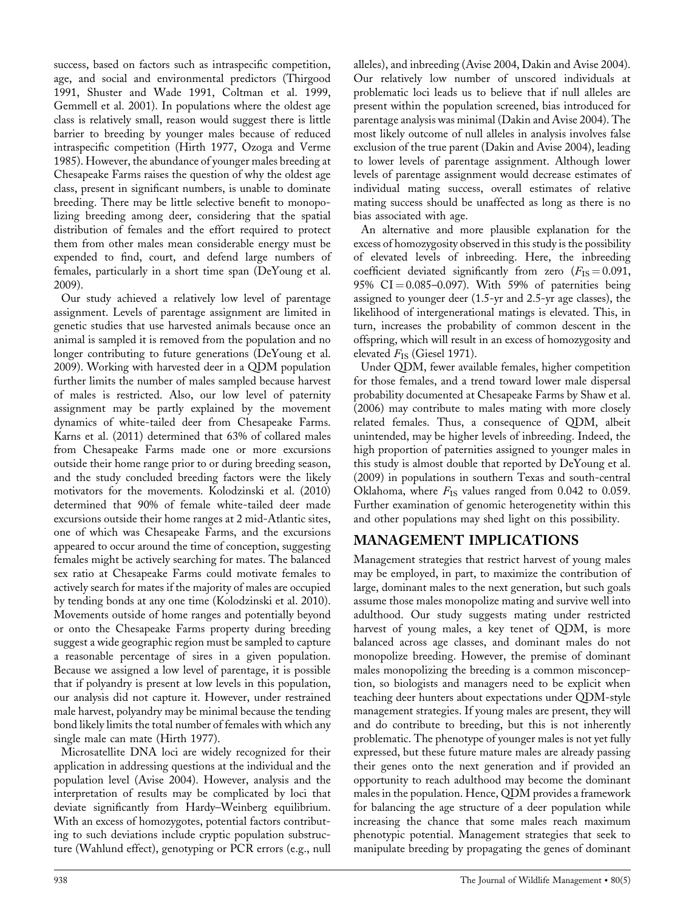success, based on factors such as intraspecific competition, age, and social and environmental predictors (Thirgood 1991, Shuster and Wade 1991, Coltman et al. 1999, Gemmell et al. 2001). In populations where the oldest age class is relatively small, reason would suggest there is little barrier to breeding by younger males because of reduced intraspecific competition (Hirth 1977, Ozoga and Verme 1985). However, the abundance of younger males breeding at Chesapeake Farms raises the question of why the oldest age class, present in significant numbers, is unable to dominate breeding. There may be little selective benefit to monopolizing breeding among deer, considering that the spatial distribution of females and the effort required to protect them from other males mean considerable energy must be expended to find, court, and defend large numbers of females, particularly in a short time span (DeYoung et al. 2009).

Our study achieved a relatively low level of parentage assignment. Levels of parentage assignment are limited in genetic studies that use harvested animals because once an animal is sampled it is removed from the population and no longer contributing to future generations (DeYoung et al. 2009). Working with harvested deer in a QDM population further limits the number of males sampled because harvest of males is restricted. Also, our low level of paternity assignment may be partly explained by the movement dynamics of white-tailed deer from Chesapeake Farms. Karns et al. (2011) determined that 63% of collared males from Chesapeake Farms made one or more excursions outside their home range prior to or during breeding season, and the study concluded breeding factors were the likely motivators for the movements. Kolodzinski et al. (2010) determined that 90% of female white-tailed deer made excursions outside their home ranges at 2 mid-Atlantic sites, one of which was Chesapeake Farms, and the excursions appeared to occur around the time of conception, suggesting females might be actively searching for mates. The balanced sex ratio at Chesapeake Farms could motivate females to actively search for mates if the majority of males are occupied by tending bonds at any one time (Kolodzinski et al. 2010). Movements outside of home ranges and potentially beyond or onto the Chesapeake Farms property during breeding suggest a wide geographic region must be sampled to capture a reasonable percentage of sires in a given population. Because we assigned a low level of parentage, it is possible that if polyandry is present at low levels in this population, our analysis did not capture it. However, under restrained male harvest, polyandry may be minimal because the tending bond likely limits the total number of females with which any single male can mate (Hirth 1977).

Microsatellite DNA loci are widely recognized for their application in addressing questions at the individual and the population level (Avise 2004). However, analysis and the interpretation of results may be complicated by loci that deviate significantly from Hardy–Weinberg equilibrium. With an excess of homozygotes, potential factors contributing to such deviations include cryptic population substructure (Wahlund effect), genotyping or PCR errors (e.g., null alleles), and inbreeding (Avise 2004, Dakin and Avise 2004). Our relatively low number of unscored individuals at problematic loci leads us to believe that if null alleles are present within the population screened, bias introduced for parentage analysis was minimal (Dakin and Avise 2004). The most likely outcome of null alleles in analysis involves false exclusion of the true parent (Dakin and Avise 2004), leading to lower levels of parentage assignment. Although lower levels of parentage assignment would decrease estimates of individual mating success, overall estimates of relative mating success should be unaffected as long as there is no bias associated with age.

An alternative and more plausible explanation for the excess of homozygosity observed in this study is the possibility of elevated levels of inbreeding. Here, the inbreeding coefficient deviated significantly from zero ($F_{IS} = 0.091$, 95% CI = 0.085–0.097). With 59% of paternities being assigned to younger deer (1.5-yr and 2.5-yr age classes), the likelihood of intergenerational matings is elevated. This, in turn, increases the probability of common descent in the offspring, which will result in an excess of homozygosity and elevated $F_{IS}$ (Giesel 1971).

Under QDM, fewer available females, higher competition for those females, and a trend toward lower male dispersal probability documented at Chesapeake Farms by Shaw et al. (2006) may contribute to males mating with more closely related females. Thus, a consequence of QDM, albeit unintended, may be higher levels of inbreeding. Indeed, the high proportion of paternities assigned to younger males in this study is almost double that reported by DeYoung et al. (2009) in populations in southern Texas and south-central Oklahoma, where $F_{IS}$ values ranged from 0.042 to 0.059. Further examination of genomic heterogenetity within this and other populations may shed light on this possibility.

## MANAGEMENT IMPLICATIONS

Management strategies that restrict harvest of young males may be employed, in part, to maximize the contribution of large, dominant males to the next generation, but such goals assume those males monopolize mating and survive well into adulthood. Our study suggests mating under restricted harvest of young males, a key tenet of QDM, is more balanced across age classes, and dominant males do not monopolize breeding. However, the premise of dominant males monopolizing the breeding is a common misconception, so biologists and managers need to be explicit when teaching deer hunters about expectations under QDM-style management strategies. If young males are present, they will and do contribute to breeding, but this is not inherently problematic. The phenotype of younger males is not yet fully expressed, but these future mature males are already passing their genes onto the next generation and if provided an opportunity to reach adulthood may become the dominant males in the population. Hence, QDM provides a framework for balancing the age structure of a deer population while increasing the chance that some males reach maximum phenotypic potential. Management strategies that seek to manipulate breeding by propagating the genes of dominant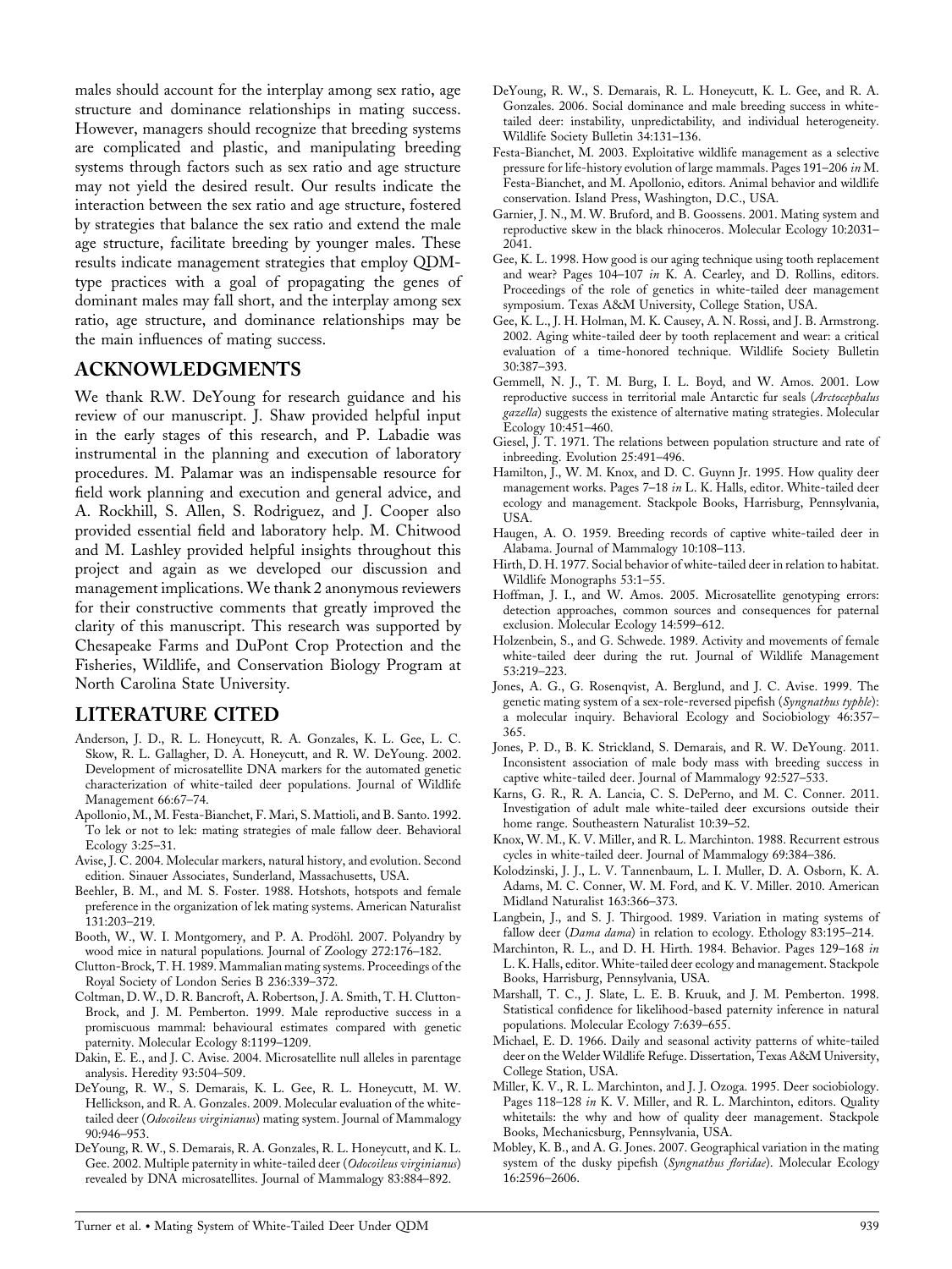males should account for the interplay among sex ratio, age structure and dominance relationships in mating success. However, managers should recognize that breeding systems are complicated and plastic, and manipulating breeding systems through factors such as sex ratio and age structure may not yield the desired result. Our results indicate the interaction between the sex ratio and age structure, fostered by strategies that balance the sex ratio and extend the male age structure, facilitate breeding by younger males. These results indicate management strategies that employ QDM-type practices with a goal of propagating the genes of dominant males may fall short, and the interplay among sex ratio, age structure, and dominance relationships may be the main influences of mating success.

## ACKNOWLEDGMENTS

We thank R.W. DeYoung for research guidance and his review of our manuscript. J. Shaw provided helpful input in the early stages of this research, and P. Labadie was instrumental in the planning and execution of laboratory procedures. M. Palamar was an indispensable resource for field work planning and execution and general advice, and A. Rockhill, S. Allen, S. Rodriguez, and J. Cooper also provided essential field and laboratory help. M. Chitwood and M. Lashley provided helpful insights throughout this project and again as we developed our discussion and management implications. We thank 2 anonymous reviewers for their constructive comments that greatly improved the clarity of this manuscript. This research was supported by Chesapeake Farms and DuPont Crop Protection and the Fisheries, Wildlife, and Conservation Biology Program at North Carolina State University.

## LITERATURE CITED

Anderson, J. D., R. L. Honeycutt, R. A. Gonzales, K. L. Gee, L. C. Skow, R. L. Gallagher, D. A. Honeycutt, and R. W. DeYoung. 2002. Development of microsatellite DNA markers for the automated genetic characterization of white-tailed deer populations. Journal of Wildlife Management 66:67–74.

Apollonio, M., M. Festa-Bianchet, F. Mari, S. Mattioli, and B. Santo. 1992. To lek or not to lek: mating strategies of male fallow deer. Behavioral Ecology 3:25–31.

Avise, J. C. 2004. Molecular markers, natural history, and evolution. Second edition. Sinauer Associates, Sunderland, Massachusetts, USA.

Beehler, B. M., and M. S. Foster. 1988. Hotshots, hotspots and female preference in the organization of lek mating systems. American Naturalist 131:203–219.

Booth, W., W. I. Montgomery, and P. A. Prodöhl. 2007. Polyandry by wood mice in natural populations. Journal of Zoology 272:176–182.

Clutton-Brock, T. H. 1989. Mammalian mating systems. Proceedings of the Royal Society of London Series B 236:339–372.

Coltman, D. W., D. R. Bancroft, A. Robertson, J. A. Smith, T. H. Clutton-Brock, and J. M. Pemberton. 1999. Male reproductive success in a promiscuous mammal: behavioural estimates compared with genetic paternity. Molecular Ecology 8:1199–1209.

Dakin, E. E., and J. C. Avise. 2004. Microsatellite null alleles in parentage analysis. Heredity 93:504–509.

DeYoung, R. W., S. Demarais, K. L. Gee, R. L. Honeycutt, M. W. Hellickson, and R. A. Gonzales. 2009. Molecular evaluation of the white-tailed deer (*Odocoileus virginianus*) mating system. Journal of Mammalogy 90:946–953.

DeYoung, R. W., S. Demarais, R. A. Gonzales, R. L. Honeycutt, and K. L. Gee. 2002. Multiple paternity in white-tailed deer (*Odocoileus virginianus*) revealed by DNA microsatellites. Journal of Mammalogy 83:884–892.

DeYoung, R. W., S. Demarais, R. L. Honeycutt, K. L. Gee, and R. A. Gonzales. 2006. Social dominance and male breeding success in white-tailed deer: instability, unpredictability, and individual heterogeneity. Wildlife Society Bulletin 34:131–136.

Festa-Bianchet, M. 2003. Exploitative wildlife management as a selective pressure for life-history evolution of large mammals. Pages 191–206 *in* M. Festa-Bianchet, and M. Apollonio, editors. Animal behavior and wildlife conservation. Island Press, Washington, D.C., USA.

Garnier, J. N., M. W. Bruford, and B. Goossens. 2001. Mating system and reproductive skew in the black rhinoceros. Molecular Ecology 10:2031–2041.

Gee, K. L. 1998. How good is our aging technique using tooth replacement and wear? Pages 104–107 *in* K. A. Cearley, and D. Rollins, editors. Proceedings of the role of genetics in white-tailed deer management symposium. Texas A&M University, College Station, USA.

Gee, K. L., J. H. Holman, M. K. Causey, A. N. Rossi, and J. B. Armstrong. 2002. Aging white-tailed deer by tooth replacement and wear: a critical evaluation of a time-honored technique. Wildlife Society Bulletin 30:387–393.

Gemmell, N. J., T. M. Burg, I. L. Boyd, and W. Amos. 2001. Low reproductive success in territorial male Antarctic fur seals (*Arctocephalus gazella*) suggests the existence of alternative mating strategies. Molecular Ecology 10:451–460.

Giesel, J. T. 1971. The relations between population structure and rate of inbreeding. Evolution 25:491–496.

Hamilton, J., W. M. Knox, and D. C. Guynn Jr. 1995. How quality deer management works. Pages 7–18 *in* L. K. Halls, editor. White-tailed deer ecology and management. Stackpole Books, Harrisburg, Pennsylvania, USA.

Haugen, A. O. 1959. Breeding records of captive white-tailed deer in Alabama. Journal of Mammalogy 10:108–113.

Hirth, D. H. 1977. Social behavior of white-tailed deer in relation to habitat. Wildlife Monographs 53:1–55.

Hoffman, J. I., and W. Amos. 2005. Microsatellite genotyping errors: detection approaches, common sources and consequences for paternal exclusion. Molecular Ecology 14:599–612.

Holzenbein, S., and G. Schwede. 1989. Activity and movements of female white-tailed deer during the rut. Journal of Wildlife Management 53:219–223.

Jones, A. G., G. Rosenqvist, A. Berglund, and J. C. Avise. 1999. The genetic mating system of a sex-role-reversed pipefish (*Syngnathus typhle*): a molecular inquiry. Behavioral Ecology and Sociobiology 46:357–365.

Jones, P. D., B. K. Strickland, S. Demarais, and R. W. DeYoung. 2011. Inconsistent association of male body mass with breeding success in captive white-tailed deer. Journal of Mammalogy 92:527–533.

Karns, G. R., R. A. Lancia, C. S. DePerno, and M. C. Conner. 2011. Investigation of adult male white-tailed deer excursions outside their home range. Southeastern Naturalist 10:39–52.

Knox, W. M., K. V. Miller, and R. L. Marchinton. 1988. Recurrent estrous cycles in white-tailed deer. Journal of Mammalogy 69:384–386.

Kolodzinski, J. J., L. V. Tannenbaum, L. I. Muller, D. A. Osborn, K. A. Adams, M. C. Conner, W. M. Ford, and K. V. Miller. 2010. American Midland Naturalist 163:366–373.

Langbein, J., and S. J. Thirgood. 1989. Variation in mating systems of fallow deer (*Dama dama*) in relation to ecology. Ethology 83:195–214.

Marchinton, R. L., and D. H. Hirth. 1984. Behavior. Pages 129–168 *in* L. K. Halls, editor. White-tailed deer ecology and management. Stackpole Books, Harrisburg, Pennsylvania, USA.

Marshall, T. C., J. Slate, L. E. B. Kruuk, and J. M. Pemberton. 1998. Statistical confidence for likelihood-based paternity inference in natural populations. Molecular Ecology 7:639–655.

Michael, E. D. 1966. Daily and seasonal activity patterns of white-tailed deer on the Welder Wildlife Refuge. Dissertation, Texas A&M University, College Station, USA.

Miller, K. V., R. L. Marchinton, and J. J. Ozoga. 1995. Deer sociobiology. Pages 118–128 *in* K. V. Miller, and R. L. Marchinton, editors. Quality whitetails: the why and how of quality deer management. Stackpole Books, Mechanicsburg, Pennsylvania, USA.

Mobley, K. B., and A. G. Jones. 2007. Geographical variation in the mating system of the dusky pipefish (*Syngnathus floridae*). Molecular Ecology 16:2596–2606.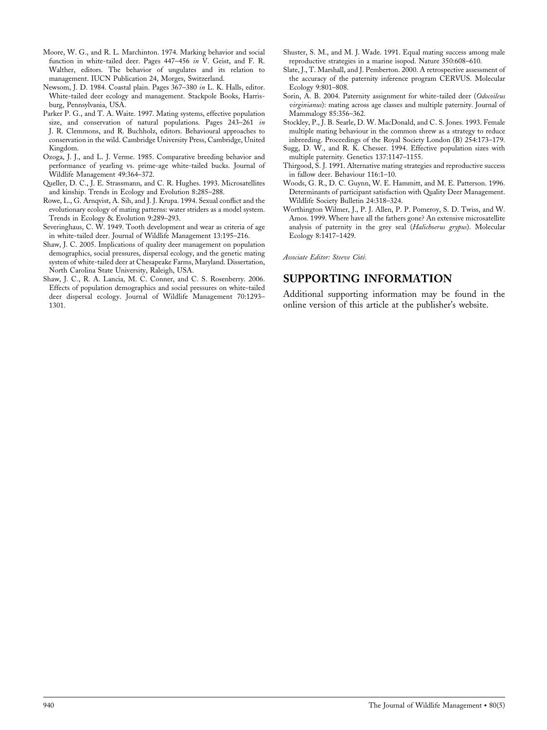Moore, W. G., and R. L. Marchinton. 1974. Marking behavior and social function in white-tailed deer. Pages 447–456 *in* V. Geist, and F. R. Walther, editors. The behavior of ungulates and its relation to management. IUCN Publication 24, Morges, Switzerland.

Newsom, J. D. 1984. Coastal plain. Pages 367–380 *in* L. K. Halls, editor. White-tailed deer ecology and management. Stackpole Books, Harrisburg, Pennsylvania, USA.

Parker P. G., and T. A. Waite. 1997. Mating systems, effective population size, and conservation of natural populations. Pages 243–261 *in* J. R. Clemmons, and R. Buchholz, editors. Behavioural approaches to conservation in the wild. Cambridge University Press, Cambridge, United Kingdom.

Ozoga, J. J., and L. J. Verme. 1985. Comparative breeding behavior and performance of yearling vs. prime-age white-tailed bucks. Journal of Wildlife Management 49:364–372.

Queller, D. C., J. E. Strassmann, and C. R. Hughes. 1993. Microsatellites and kinship. Trends in Ecology and Evolution 8:285–288.

Rowe, L., G. Arnqvist, A. Sih, and J. J. Krupa. 1994. Sexual conflict and the evolutionary ecology of mating patterns: water striders as a model system. Trends in Ecology & Evolution 9:289–293.

Severinghaus, C. W. 1949. Tooth development and wear as criteria of age in white-tailed deer. Journal of Wildlife Management 13:195–216.

Shaw, J. C. 2005. Implications of quality deer management on population demographics, social pressures, dispersal ecology, and the genetic mating system of white-tailed deer at Chesapeake Farms, Maryland. Dissertation, North Carolina State University, Raleigh, USA.

Shaw, J. C., R. A. Lancia, M. C. Conner, and C. S. Rosenberry. 2006. Effects of population demographics and social pressures on white-tailed deer dispersal ecology. Journal of Wildlife Management 70:1293–1301.

Shuster, S. M., and M. J. Wade. 1991. Equal mating success among male reproductive strategies in a marine isopod. Nature 350:608–610.

Slate, J., T. Marshall, and J. Pemberton. 2000. A retrospective assessment of the accuracy of the paternity inference program CERVUS. Molecular Ecology 9:801–808.

Sorin, A. B. 2004. Paternity assignment for white-tailed deer (*Odocoileus virginianus*): mating across age classes and multiple paternity. Journal of Mammalogy 85:356–362.

Stockley, P., J. B. Searle, D. W. MacDonald, and C. S. Jones. 1993. Female multiple mating behaviour in the common shrew as a strategy to reduce inbreeding. Proceedings of the Royal Society London (B) 254:173–179.

Sugg, D. W., and R. K. Chesser. 1994. Effective population sizes with multiple paternity. Genetics 137:1147–1155.

Thirgood, S. J. 1991. Alternative mating strategies and reproductive success in fallow deer. Behaviour 116:1–10.

Woods, G. R., D. C. Guynn, W. E. Hammitt, and M. E. Patterson. 1996. Determinants of participant satisfaction with Quality Deer Management. Wildlife Society Bulletin 24:318–324.

Worthington Wilmer, J., P. J. Allen, P. P. Pomeroy, S. D. Twiss, and W. Amos. 1999. Where have all the fathers gone? An extensive microsatellite analysis of paternity in the grey seal (*Halichoerus grypus*). Molecular Ecology 8:1417–1429.

*Associate Editor: Steeve Côté.*

## SUPPORTING INFORMATION

Additional supporting information may be found in the online version of this article at the publisher's website.